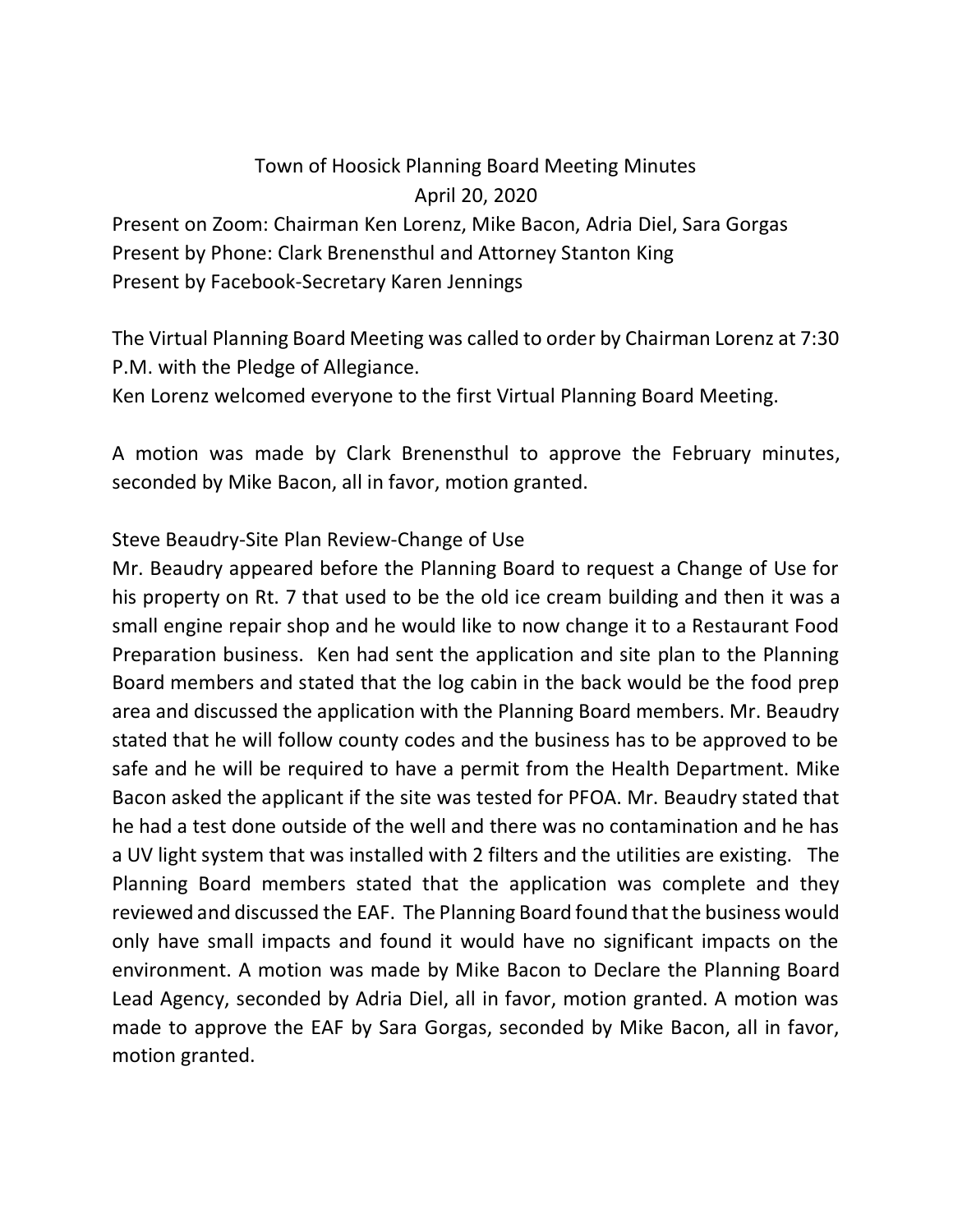# Town of Hoosick Planning Board Meeting Minutes

April 20, 2020

Present on Zoom: Chairman Ken Lorenz, Mike Bacon, Adria Diel, Sara Gorgas
Present by Phone: Clark Brenensthul and Attorney Stanton King
Present by Facebook-Secretary Karen Jennings

The Virtual Planning Board Meeting was called to order by Chairman Lorenz at 7:30 P.M. with the Pledge of Allegiance.
Ken Lorenz welcomed everyone to the first Virtual Planning Board Meeting.

A motion was made by Clark Brenensthul to approve the February minutes, seconded by Mike Bacon, all in favor, motion granted.

Steve Beaudry-Site Plan Review-Change of Use
Mr. Beaudry appeared before the Planning Board to request a Change of Use for his property on Rt. 7 that used to be the old ice cream building and then it was a small engine repair shop and he would like to now change it to a Restaurant Food Preparation business. Ken had sent the application and site plan to the Planning Board members and stated that the log cabin in the back would be the food prep area and discussed the application with the Planning Board members. Mr. Beaudry stated that he will follow county codes and the business has to be approved to be safe and he will be required to have a permit from the Health Department. Mike Bacon asked the applicant if the site was tested for PFOA. Mr. Beaudry stated that he had a test done outside of the well and there was no contamination and he has a UV light system that was installed with 2 filters and the utilities are existing. The Planning Board members stated that the application was complete and they reviewed and discussed the EAF. The Planning Board found that the business would only have small impacts and found it would have no significant impacts on the environment. A motion was made by Mike Bacon to Declare the Planning Board Lead Agency, seconded by Adria Diel, all in favor, motion granted. A motion was made to approve the EAF by Sara Gorgas, seconded by Mike Bacon, all in favor, motion granted.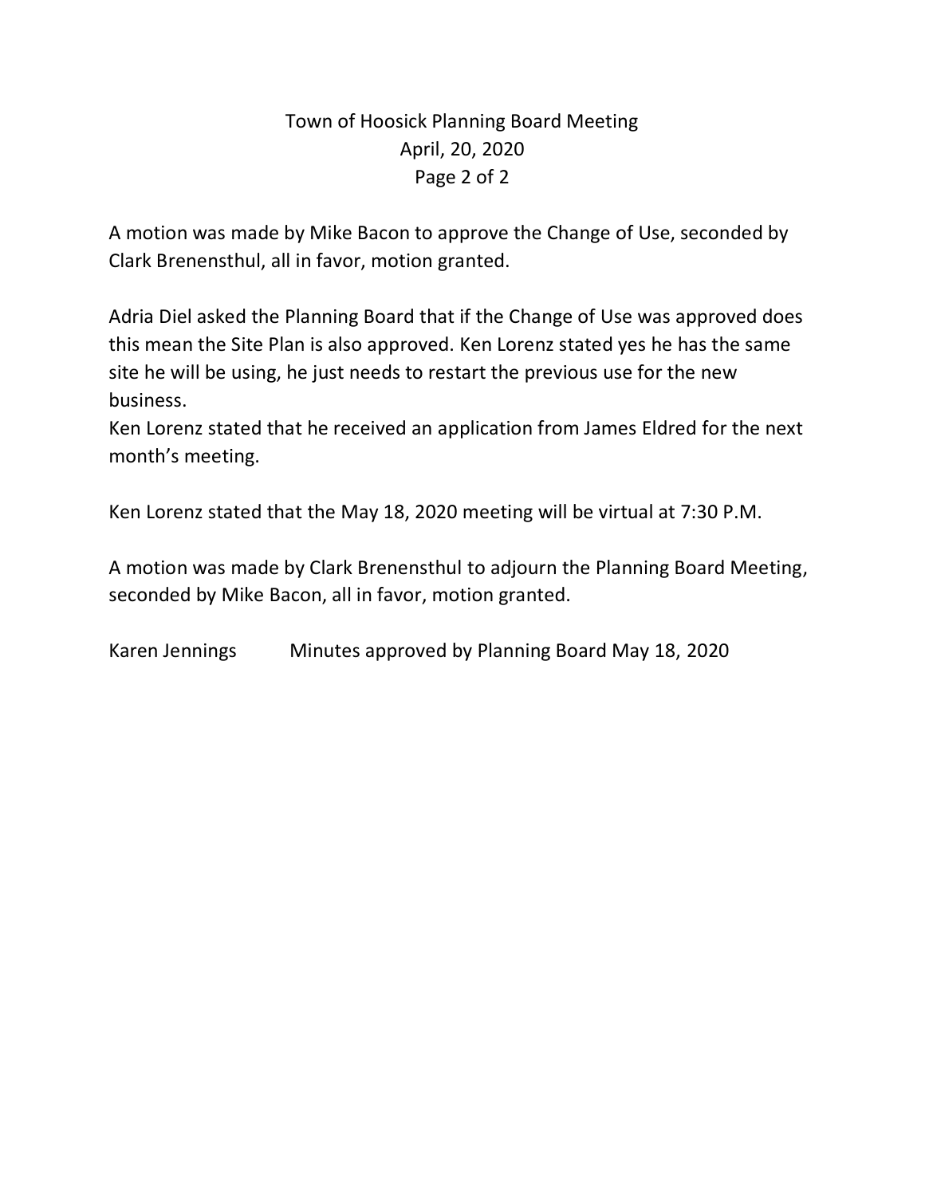A motion was made by Mike Bacon to approve the Change of Use, seconded by Clark Brenensthul, all in favor, motion granted.

Adria Diel asked the Planning Board that if the Change of Use was approved does this mean the Site Plan is also approved. Ken Lorenz stated yes he has the same site he will be using, he just needs to restart the previous use for the new business.
Ken Lorenz stated that he received an application from James Eldred for the next month's meeting.

Ken Lorenz stated that the May 18, 2020 meeting will be virtual at 7:30 P.M.

A motion was made by Clark Brenensthul to adjourn the Planning Board Meeting, seconded by Mike Bacon, all in favor, motion granted.

Karen Jennings Minutes approved by Planning Board May 18, 2020